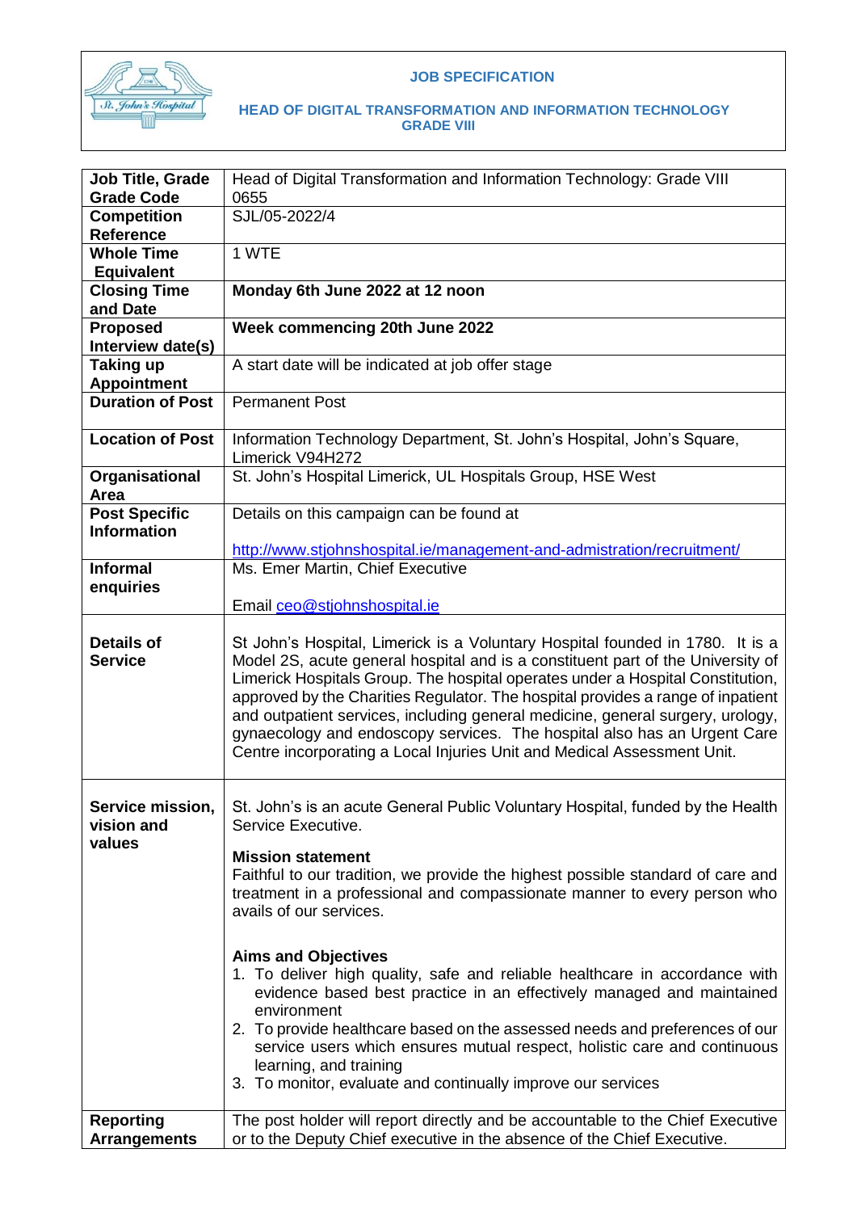# JOB SPECIFICATION

## HEAD OF DIGITAL TRANSFORMATION AND INFORMATION TECHNOLOGY GRADE VIII

| | |
|---|---|
| **Job Title, Grade Grade Code** | Head of Digital Transformation and Information Technology: Grade VIII 0655 |
| **Competition Reference** | SJL/05-2022/4 |
| **Whole Time Equivalent** | 1 WTE |
| **Closing Time and Date** | **Monday 6th June 2022 at 12 noon** |
| **Proposed Interview date(s)** | **Week commencing 20th June 2022** |
| **Taking up Appointment** | A start date will be indicated at job offer stage |
| **Duration of Post** | Permanent Post |
| **Location of Post** | Information Technology Department, St. John's Hospital, John's Square, Limerick V94H272 |
| **Organisational Area** | St. John's Hospital Limerick, UL Hospitals Group, HSE West |
| **Post Specific Information** | Details on this campaign can be found at<br><br>http://www.stjohnshospital.ie/management-and-admistration/recruitment/ |
| **Informal enquiries** | Ms. Emer Martin, Chief Executive<br><br>Email ceo@stjohnshospital.ie |
| **Details of Service** | St John's Hospital, Limerick is a Voluntary Hospital founded in 1780. It is a Model 2S, acute general hospital and is a constituent part of the University of Limerick Hospitals Group. The hospital operates under a Hospital Constitution, approved by the Charities Regulator. The hospital provides a range of inpatient and outpatient services, including general medicine, general surgery, urology, gynaecology and endoscopy services. The hospital also has an Urgent Care Centre incorporating a Local Injuries Unit and Medical Assessment Unit. |
| **Service mission, vision and values** | St. John's is an acute General Public Voluntary Hospital, funded by the Health Service Executive.<br><br>**Mission statement**<br>Faithful to our tradition, we provide the highest possible standard of care and treatment in a professional and compassionate manner to every person who avails of our services.<br><br>**Aims and Objectives**<br>1. To deliver high quality, safe and reliable healthcare in accordance with evidence based best practice in an effectively managed and maintained environment<br>2. To provide healthcare based on the assessed needs and preferences of our service users which ensures mutual respect, holistic care and continuous learning, and training<br>3. To monitor, evaluate and continually improve our services |
| **Reporting Arrangements** | The post holder will report directly and be accountable to the Chief Executive or to the Deputy Chief executive in the absence of the Chief Executive. |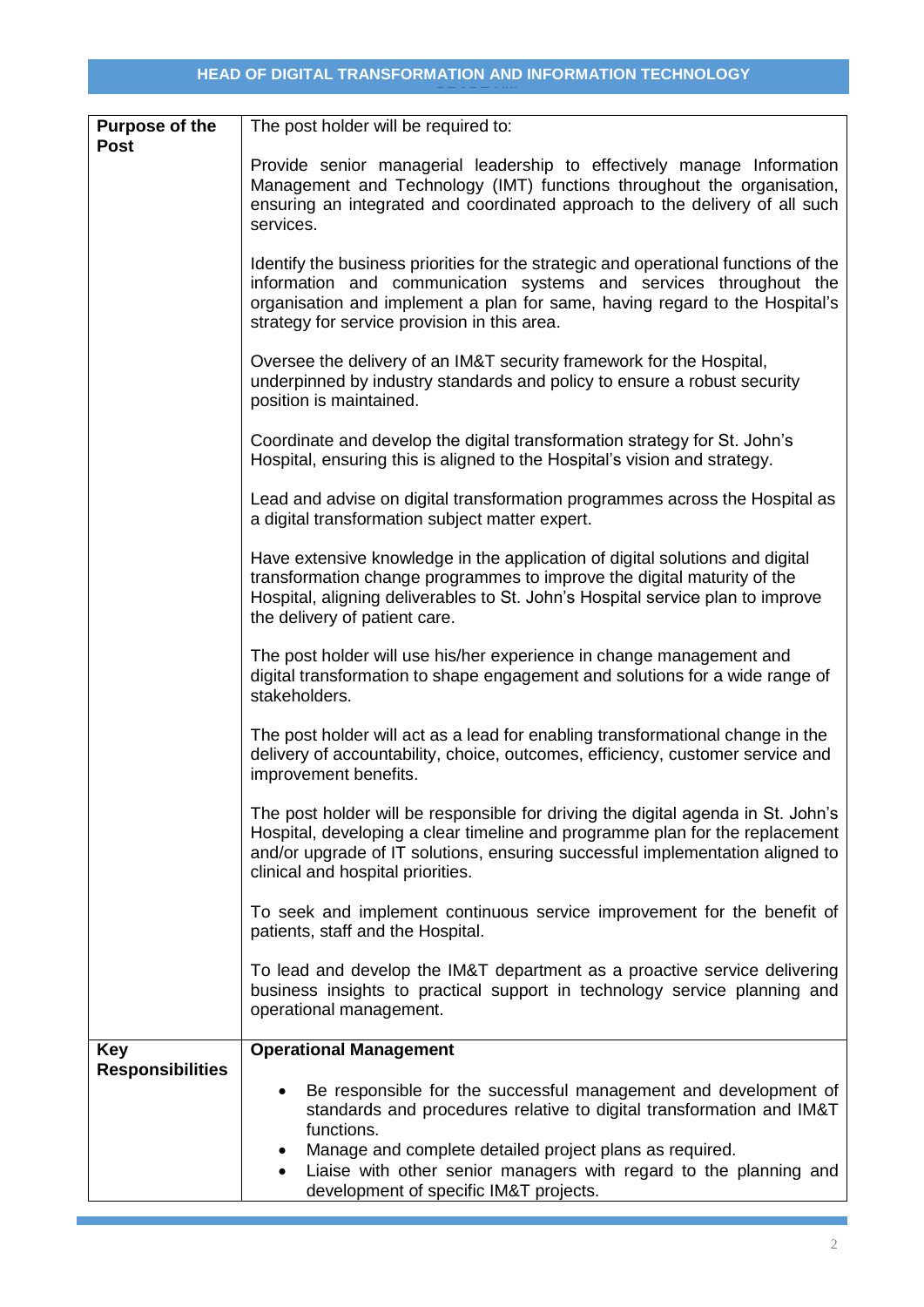## HEAD OF DIGITAL TRANSFORMATION AND INFORMATION TECHNOLOGY

| | |
|---|---|
| **Purpose of the Post** | The post holder will be required to:<br><br>Provide senior managerial leadership to effectively manage Information Management and Technology (IMT) functions throughout the organisation, ensuring an integrated and coordinated approach to the delivery of all such services.<br><br>Identify the business priorities for the strategic and operational functions of the information and communication systems and services throughout the organisation and implement a plan for same, having regard to the Hospital's strategy for service provision in this area.<br><br>Oversee the delivery of an IM&T security framework for the Hospital, underpinned by industry standards and policy to ensure a robust security position is maintained.<br><br>Coordinate and develop the digital transformation strategy for St. John's Hospital, ensuring this is aligned to the Hospital's vision and strategy.<br><br>Lead and advise on digital transformation programmes across the Hospital as a digital transformation subject matter expert.<br><br>Have extensive knowledge in the application of digital solutions and digital transformation change programmes to improve the digital maturity of the Hospital, aligning deliverables to St. John's Hospital service plan to improve the delivery of patient care.<br><br>The post holder will use his/her experience in change management and digital transformation to shape engagement and solutions for a wide range of stakeholders.<br><br>The post holder will act as a lead for enabling transformational change in the delivery of accountability, choice, outcomes, efficiency, customer service and improvement benefits.<br><br>The post holder will be responsible for driving the digital agenda in St. John's Hospital, developing a clear timeline and programme plan for the replacement and/or upgrade of IT solutions, ensuring successful implementation aligned to clinical and hospital priorities.<br><br>To seek and implement continuous service improvement for the benefit of patients, staff and the Hospital.<br><br>To lead and develop the IM&T department as a proactive service delivering business insights to practical support in technology service planning and operational management. |
| **Key Responsibilities** | **Operational Management**<br><br>• Be responsible for the successful management and development of standards and procedures relative to digital transformation and IM&T functions.<br>• Manage and complete detailed project plans as required.<br>• Liaise with other senior managers with regard to the planning and development of specific IM&T projects. |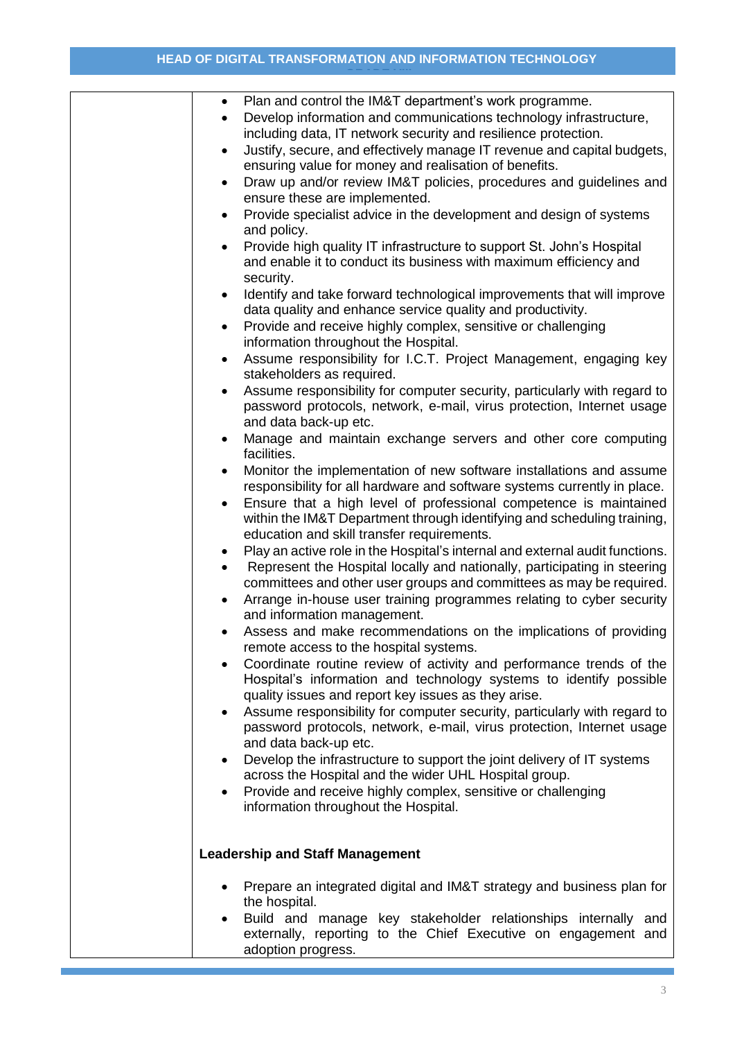| | - Plan and control the IM&T department's work programme.<br>- Develop information and communications technology infrastructure, including data, IT network security and resilience protection.<br>- Justify, secure, and effectively manage IT revenue and capital budgets, ensuring value for money and realisation of benefits.<br>- Draw up and/or review IM&T policies, procedures and guidelines and ensure these are implemented.<br>- Provide specialist advice in the development and design of systems and policy.<br>- Provide high quality IT infrastructure to support St. John's Hospital and enable it to conduct its business with maximum efficiency and security.<br>- Identify and take forward technological improvements that will improve data quality and enhance service quality and productivity.<br>- Provide and receive highly complex, sensitive or challenging information throughout the Hospital.<br>- Assume responsibility for I.C.T. Project Management, engaging key stakeholders as required.<br>- Assume responsibility for computer security, particularly with regard to password protocols, network, e-mail, virus protection, Internet usage and data back-up etc.<br>- Manage and maintain exchange servers and other core computing facilities.<br>- Monitor the implementation of new software installations and assume responsibility for all hardware and software systems currently in place.<br>- Ensure that a high level of professional competence is maintained within the IM&T Department through identifying and scheduling training, education and skill transfer requirements.<br>- Play an active role in the Hospital's internal and external audit functions.<br>- Represent the Hospital locally and nationally, participating in steering committees and other user groups and committees as may be required.<br>- Arrange in-house user training programmes relating to cyber security and information management.<br>- Assess and make recommendations on the implications of providing remote access to the hospital systems.<br>- Coordinate routine review of activity and performance trends of the Hospital's information and technology systems to identify possible quality issues and report key issues as they arise.<br>- Assume responsibility for computer security, particularly with regard to password protocols, network, e-mail, virus protection, Internet usage and data back-up etc.<br>- Develop the infrastructure to support the joint delivery of IT systems across the Hospital and the wider UHL Hospital group.<br>- Provide and receive highly complex, sensitive or challenging information throughout the Hospital.<br><br>**Leadership and Staff Management**<br><br>- Prepare an integrated digital and IM&T strategy and business plan for the hospital.<br>- Build and manage key stakeholder relationships internally and externally, reporting to the Chief Executive on engagement and adoption progress. |
|---|---|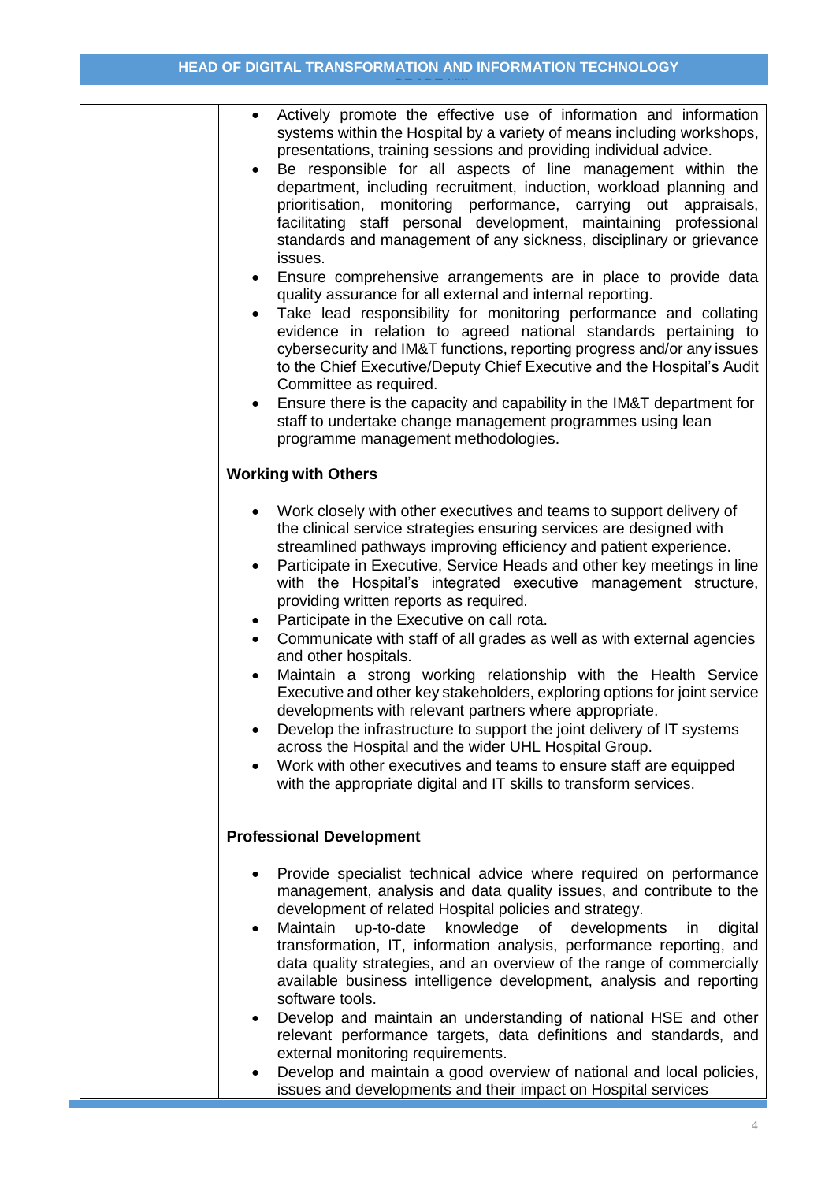- Actively promote the effective use of information and information systems within the Hospital by a variety of means including workshops, presentations, training sessions and providing individual advice.
- Be responsible for all aspects of line management within the department, including recruitment, induction, workload planning and prioritisation, monitoring performance, carrying out appraisals, facilitating staff personal development, maintaining professional standards and management of any sickness, disciplinary or grievance issues.
- Ensure comprehensive arrangements are in place to provide data quality assurance for all external and internal reporting.
- Take lead responsibility for monitoring performance and collating evidence in relation to agreed national standards pertaining to cybersecurity and IM&T functions, reporting progress and/or any issues to the Chief Executive/Deputy Chief Executive and the Hospital's Audit Committee as required.
- Ensure there is the capacity and capability in the IM&T department for staff to undertake change management programmes using lean programme management methodologies.

**Working with Others**

- Work closely with other executives and teams to support delivery of the clinical service strategies ensuring services are designed with streamlined pathways improving efficiency and patient experience.
- Participate in Executive, Service Heads and other key meetings in line with the Hospital's integrated executive management structure, providing written reports as required.
- Participate in the Executive on call rota.
- Communicate with staff of all grades as well as with external agencies and other hospitals.
- Maintain a strong working relationship with the Health Service Executive and other key stakeholders, exploring options for joint service developments with relevant partners where appropriate.
- Develop the infrastructure to support the joint delivery of IT systems across the Hospital and the wider UHL Hospital Group.
- Work with other executives and teams to ensure staff are equipped with the appropriate digital and IT skills to transform services.

**Professional Development**

- Provide specialist technical advice where required on performance management, analysis and data quality issues, and contribute to the development of related Hospital policies and strategy.
- Maintain up-to-date knowledge of developments in digital transformation, IT, information analysis, performance reporting, and data quality strategies, and an overview of the range of commercially available business intelligence development, analysis and reporting software tools.
- Develop and maintain an understanding of national HSE and other relevant performance targets, data definitions and standards, and external monitoring requirements.
- Develop and maintain a good overview of national and local policies, issues and developments and their impact on Hospital services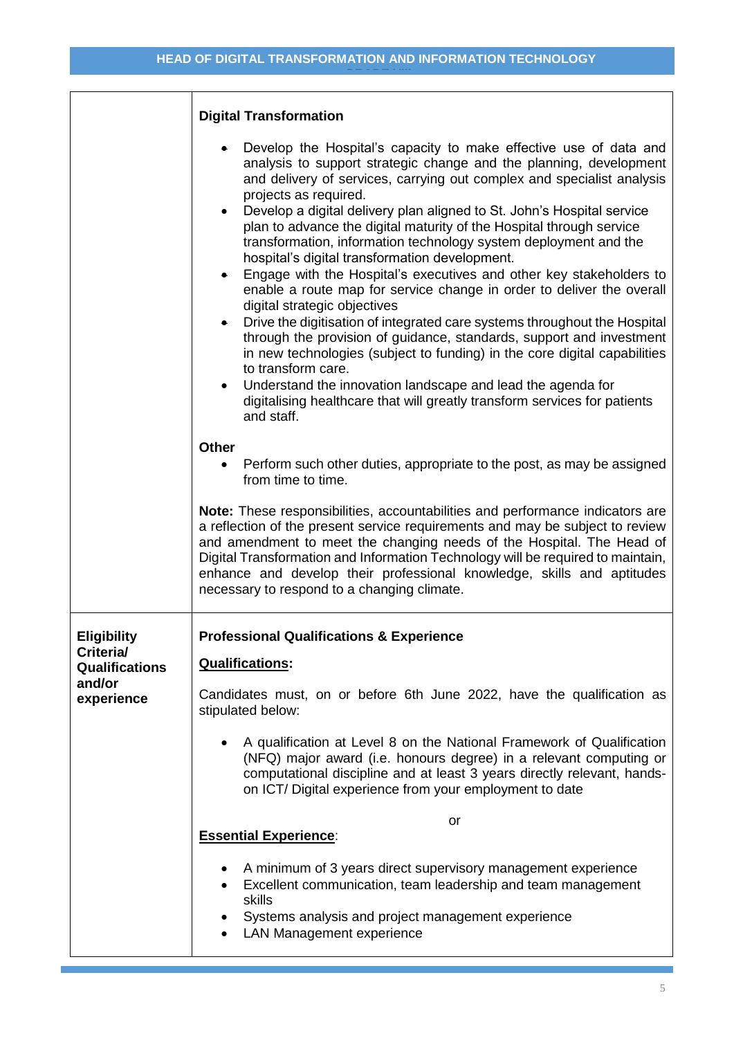| | |
|---|---|
| | **Digital Transformation**<br><br>• Develop the Hospital's capacity to make effective use of data and analysis to support strategic change and the planning, development and delivery of services, carrying out complex and specialist analysis projects as required.<br>• Develop a digital delivery plan aligned to St. John's Hospital service plan to advance the digital maturity of the Hospital through service transformation, information technology system deployment and the hospital's digital transformation development.<br>• Engage with the Hospital's executives and other key stakeholders to enable a route map for service change in order to deliver the overall digital strategic objectives<br>• Drive the digitisation of integrated care systems throughout the Hospital through the provision of guidance, standards, support and investment in new technologies (subject to funding) in the core digital capabilities to transform care.<br>• Understand the innovation landscape and lead the agenda for digitalising healthcare that will greatly transform services for patients and staff.<br><br>**Other**<br>• Perform such other duties, appropriate to the post, as may be assigned from time to time.<br><br>**Note:** These responsibilities, accountabilities and performance indicators are a reflection of the present service requirements and may be subject to review and amendment to meet the changing needs of the Hospital. The Head of Digital Transformation and Information Technology will be required to maintain, enhance and develop their professional knowledge, skills and aptitudes necessary to respond to a changing climate. |
| **Eligibility Criteria/ Qualifications and/or experience** | **Professional Qualifications & Experience**<br><br>**Qualifications:**<br><br>Candidates must, on or before 6th June 2022, have the qualification as stipulated below:<br><br>• A qualification at Level 8 on the National Framework of Qualification (NFQ) major award (i.e. honours degree) in a relevant computing or computational discipline and at least 3 years directly relevant, hands-on ICT/ Digital experience from your employment to date<br><br>or<br><br>**Essential Experience**:<br><br>• A minimum of 3 years direct supervisory management experience<br>• Excellent communication, team leadership and team management skills<br>• Systems analysis and project management experience<br>• LAN Management experience |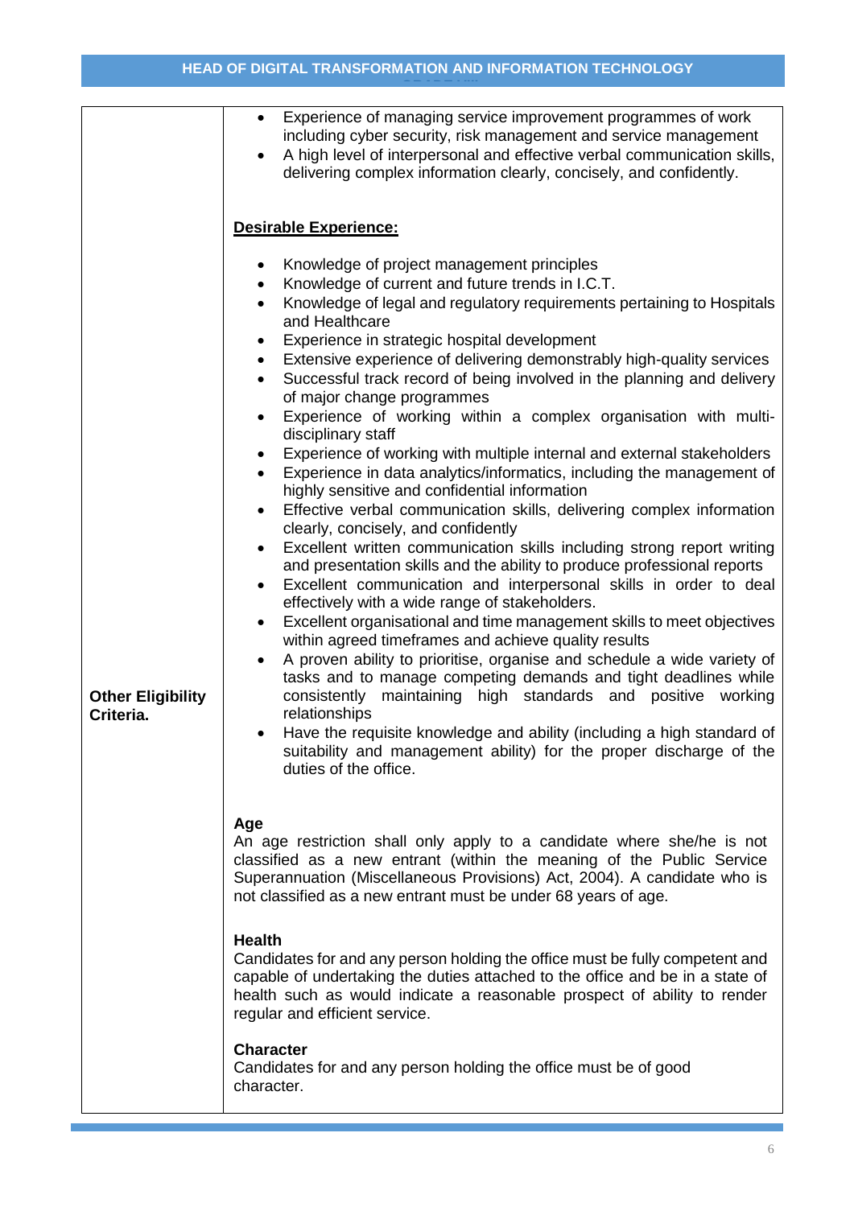| | |
|---|---|
| | • Experience of managing service improvement programmes of work including cyber security, risk management and service management<br>• A high level of interpersonal and effective verbal communication skills, delivering complex information clearly, concisely, and confidently.<br><br>**Desirable Experience:**<br><br>• Knowledge of project management principles<br>• Knowledge of current and future trends in I.C.T.<br>• Knowledge of legal and regulatory requirements pertaining to Hospitals and Healthcare<br>• Experience in strategic hospital development<br>• Extensive experience of delivering demonstrably high-quality services<br>• Successful track record of being involved in the planning and delivery of major change programmes<br>• Experience of working within a complex organisation with multi-disciplinary staff<br>• Experience of working with multiple internal and external stakeholders<br>• Experience in data analytics/informatics, including the management of highly sensitive and confidential information<br>• Effective verbal communication skills, delivering complex information clearly, concisely, and confidently<br>• Excellent written communication skills including strong report writing and presentation skills and the ability to produce professional reports<br>• Excellent communication and interpersonal skills in order to deal effectively with a wide range of stakeholders.<br>• Excellent organisational and time management skills to meet objectives within agreed timeframes and achieve quality results<br>• A proven ability to prioritise, organise and schedule a wide variety of tasks and to manage competing demands and tight deadlines while consistently maintaining high standards and positive working relationships<br>• Have the requisite knowledge and ability (including a high standard of suitability and management ability) for the proper discharge of the duties of the office. |
| **Other Eligibility Criteria.** | **Age**<br>An age restriction shall only apply to a candidate where she/he is not classified as a new entrant (within the meaning of the Public Service Superannuation (Miscellaneous Provisions) Act, 2004). A candidate who is not classified as a new entrant must be under 68 years of age.<br><br>**Health**<br>Candidates for and any person holding the office must be fully competent and capable of undertaking the duties attached to the office and be in a state of health such as would indicate a reasonable prospect of ability to render regular and efficient service.<br><br>**Character**<br>Candidates for and any person holding the office must be of good character. |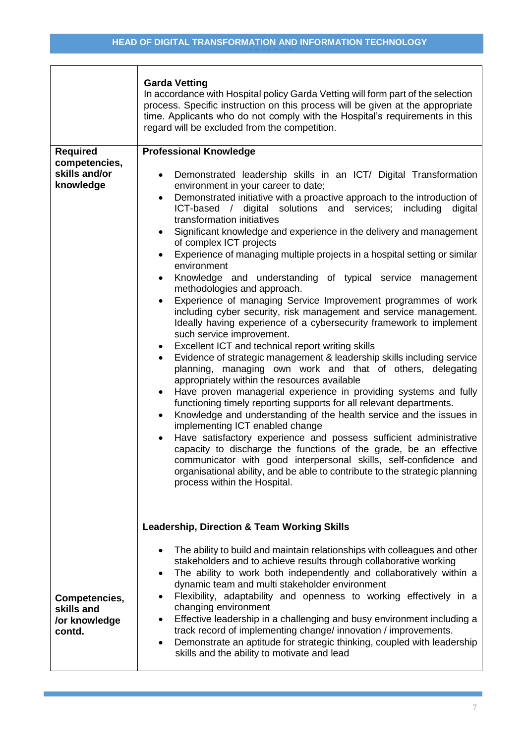| | |
|---|---|
| | **Garda Vetting**<br>In accordance with Hospital policy Garda Vetting will form part of the selection process. Specific instruction on this process will be given at the appropriate time. Applicants who do not comply with the Hospital's requirements in this regard will be excluded from the competition. |
| **Required competencies, skills and/or knowledge** | **Professional Knowledge**<br><br>• Demonstrated leadership skills in an ICT/ Digital Transformation environment in your career to date;<br>• Demonstrated initiative with a proactive approach to the introduction of ICT-based / digital solutions and services; including digital transformation initiatives<br>• Significant knowledge and experience in the delivery and management of complex ICT projects<br>• Experience of managing multiple projects in a hospital setting or similar environment<br>• Knowledge and understanding of typical service management methodologies and approach.<br>• Experience of managing Service Improvement programmes of work including cyber security, risk management and service management. Ideally having experience of a cybersecurity framework to implement such service improvement.<br>• Excellent ICT and technical report writing skills<br>• Evidence of strategic management & leadership skills including service planning, managing own work and that of others, delegating appropriately within the resources available<br>• Have proven managerial experience in providing systems and fully functioning timely reporting supports for all relevant departments.<br>• Knowledge and understanding of the health service and the issues in implementing ICT enabled change<br>• Have satisfactory experience and possess sufficient administrative capacity to discharge the functions of the grade, be an effective communicator with good interpersonal skills, self-confidence and organisational ability, and be able to contribute to the strategic planning process within the Hospital. |
| **Competencies, skills and /or knowledge contd.** | **Leadership, Direction & Team Working Skills**<br><br>• The ability to build and maintain relationships with colleagues and other stakeholders and to achieve results through collaborative working<br>• The ability to work both independently and collaboratively within a dynamic team and multi stakeholder environment<br>• Flexibility, adaptability and openness to working effectively in a changing environment<br>• Effective leadership in a challenging and busy environment including a track record of implementing change/ innovation / improvements.<br>• Demonstrate an aptitude for strategic thinking, coupled with leadership skills and the ability to motivate and lead |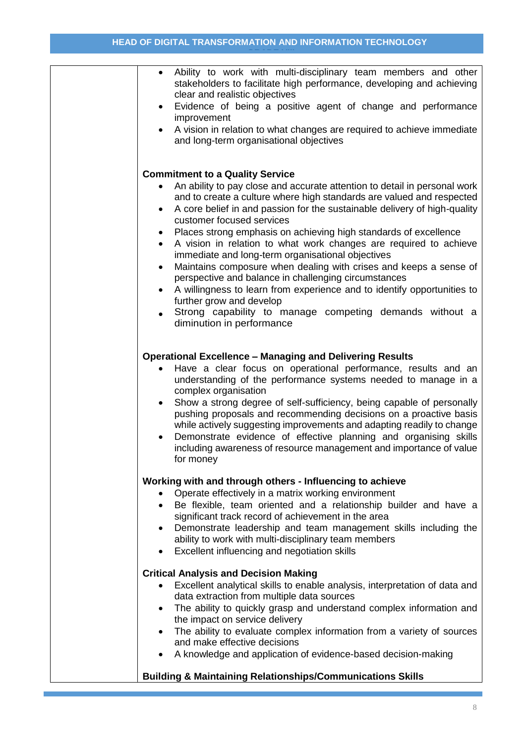- Ability to work with multi-disciplinary team members and other stakeholders to facilitate high performance, developing and achieving clear and realistic objectives
- Evidence of being a positive agent of change and performance improvement
- A vision in relation to what changes are required to achieve immediate and long-term organisational objectives

**Commitment to a Quality Service**

- An ability to pay close and accurate attention to detail in personal work and to create a culture where high standards are valued and respected
- A core belief in and passion for the sustainable delivery of high-quality customer focused services
- Places strong emphasis on achieving high standards of excellence
- A vision in relation to what work changes are required to achieve immediate and long-term organisational objectives
- Maintains composure when dealing with crises and keeps a sense of perspective and balance in challenging circumstances
- A willingness to learn from experience and to identify opportunities to further grow and develop
- Strong capability to manage competing demands without a diminution in performance

**Operational Excellence – Managing and Delivering Results**

- Have a clear focus on operational performance, results and an understanding of the performance systems needed to manage in a complex organisation
- Show a strong degree of self-sufficiency, being capable of personally pushing proposals and recommending decisions on a proactive basis while actively suggesting improvements and adapting readily to change
- Demonstrate evidence of effective planning and organising skills including awareness of resource management and importance of value for money

**Working with and through others - Influencing to achieve**

- Operate effectively in a matrix working environment
- Be flexible, team oriented and a relationship builder and have a significant track record of achievement in the area
- Demonstrate leadership and team management skills including the ability to work with multi-disciplinary team members
- Excellent influencing and negotiation skills

**Critical Analysis and Decision Making**

- Excellent analytical skills to enable analysis, interpretation of data and data extraction from multiple data sources
- The ability to quickly grasp and understand complex information and the impact on service delivery
- The ability to evaluate complex information from a variety of sources and make effective decisions
- A knowledge and application of evidence-based decision-making

**Building & Maintaining Relationships/Communications Skills**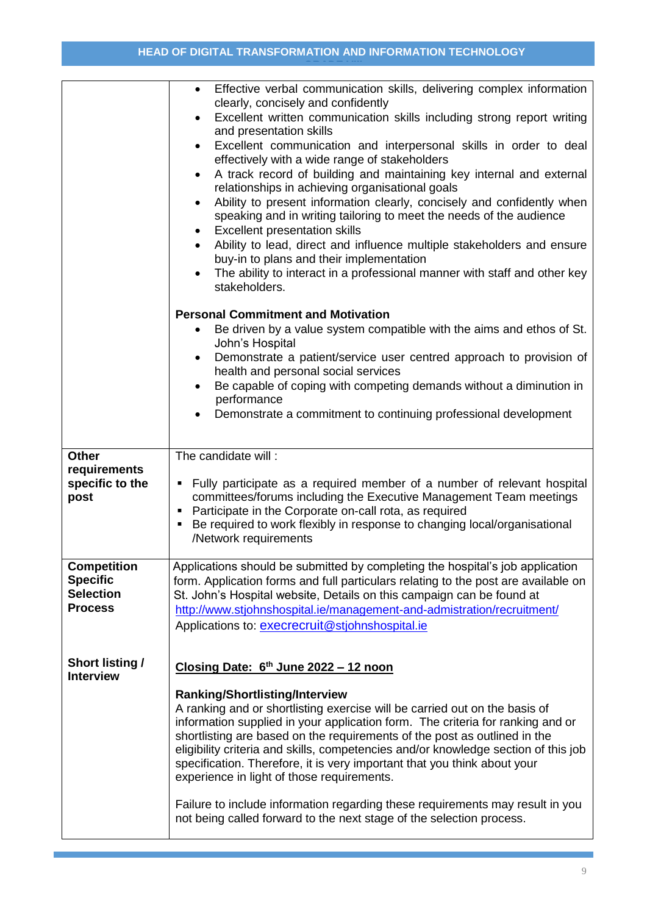| | |
|---|---|
| | • Effective verbal communication skills, delivering complex information clearly, concisely and confidently<br>• Excellent written communication skills including strong report writing and presentation skills<br>• Excellent communication and interpersonal skills in order to deal effectively with a wide range of stakeholders<br>• A track record of building and maintaining key internal and external relationships in achieving organisational goals<br>• Ability to present information clearly, concisely and confidently when speaking and in writing tailoring to meet the needs of the audience<br>• Excellent presentation skills<br>• Ability to lead, direct and influence multiple stakeholders and ensure buy-in to plans and their implementation<br>• The ability to interact in a professional manner with staff and other key stakeholders.<br><br>**Personal Commitment and Motivation**<br>• Be driven by a value system compatible with the aims and ethos of St. John's Hospital<br>• Demonstrate a patient/service user centred approach to provision of health and personal social services<br>• Be capable of coping with competing demands without a diminution in performance<br>• Demonstrate a commitment to continuing professional development |
| **Other requirements specific to the post** | The candidate will :<br><br>▪ Fully participate as a required member of a number of relevant hospital committees/forums including the Executive Management Team meetings<br>▪ Participate in the Corporate on-call rota, as required<br>▪ Be required to work flexibly in response to changing local/organisational /Network requirements |
| **Competition Specific Selection Process**<br><br>**Short listing / Interview** | Applications should be submitted by completing the hospital's job application form. Application forms and full particulars relating to the post are available on St. John's Hospital website, Details on this campaign can be found at http://www.stjohnshospital.ie/management-and-admistration/recruitment/<br>Applications to: execrecruit@stjohnshospital.ie<br><br>**Closing Date: 6th June 2022 – 12 noon**<br><br>**Ranking/Shortlisting/Interview**<br>A ranking and or shortlisting exercise will be carried out on the basis of information supplied in your application form. The criteria for ranking and or shortlisting are based on the requirements of the post as outlined in the eligibility criteria and skills, competencies and/or knowledge section of this job specification. Therefore, it is very important that you think about your experience in light of those requirements.<br><br>Failure to include information regarding these requirements may result in you not being called forward to the next stage of the selection process. |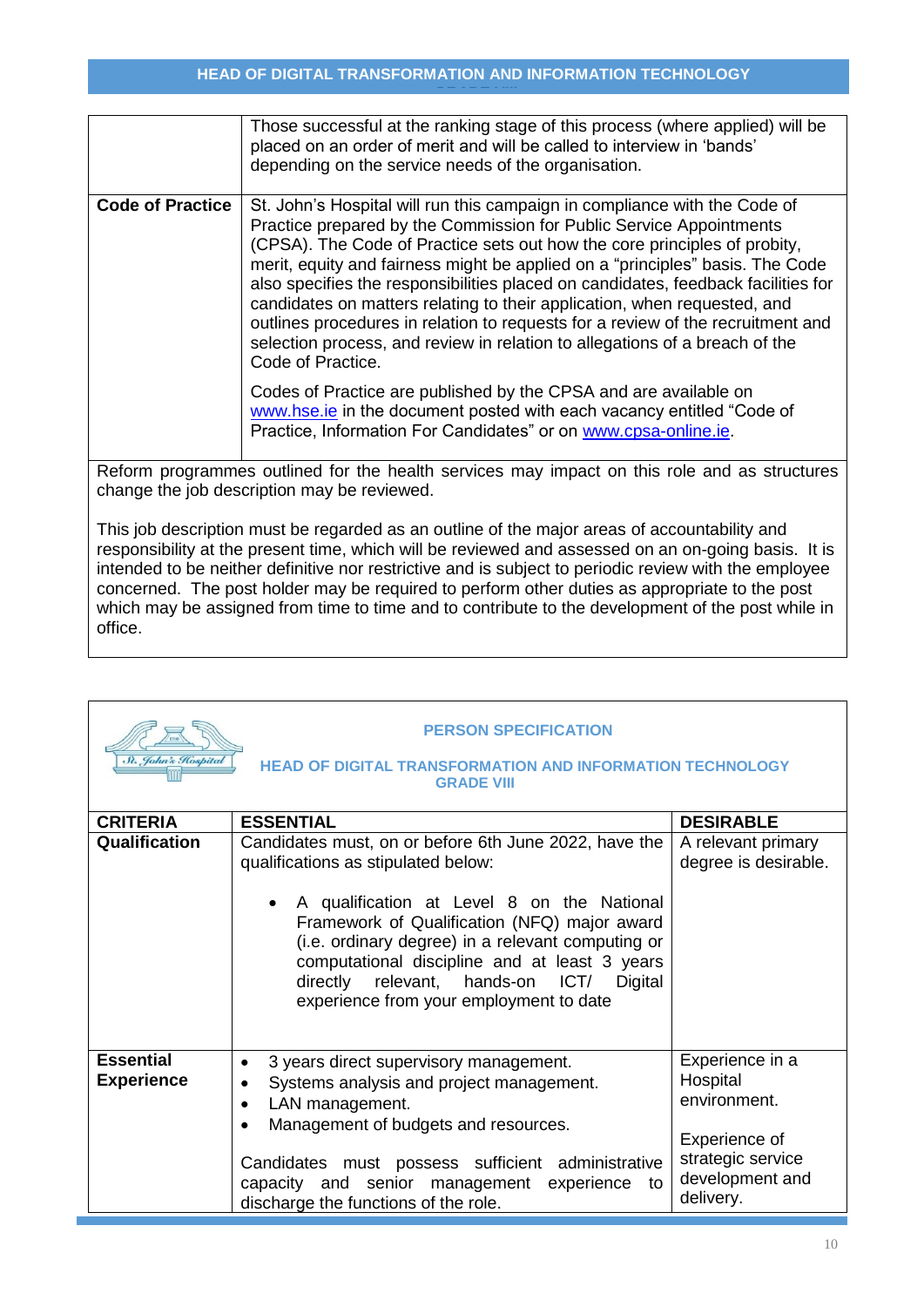| | |
|---|---|
| | Those successful at the ranking stage of this process (where applied) will be placed on an order of merit and will be called to interview in 'bands' depending on the service needs of the organisation. |
| **Code of Practice** | St. John's Hospital will run this campaign in compliance with the Code of Practice prepared by the Commission for Public Service Appointments (CPSA). The Code of Practice sets out how the core principles of probity, merit, equity and fairness might be applied on a "principles" basis. The Code also specifies the responsibilities placed on candidates, feedback facilities for candidates on matters relating to their application, when requested, and outlines procedures in relation to requests for a review of the recruitment and selection process, and review in relation to allegations of a breach of the Code of Practice.<br><br>Codes of Practice are published by the CPSA and are available on www.hse.ie in the document posted with each vacancy entitled "Code of Practice, Information For Candidates" or on www.cpsa-online.ie. |

Reform programmes outlined for the health services may impact on this role and as structures change the job description may be reviewed.

This job description must be regarded as an outline of the major areas of accountability and responsibility at the present time, which will be reviewed and assessed on an on-going basis. It is intended to be neither definitive nor restrictive and is subject to periodic review with the employee concerned. The post holder may be required to perform other duties as appropriate to the post which may be assigned from time to time and to contribute to the development of the post while in office.

## PERSON SPECIFICATION

## HEAD OF DIGITAL TRANSFORMATION AND INFORMATION TECHNOLOGY GRADE VIII

| CRITERIA | ESSENTIAL | DESIRABLE |
|---|---|---|
| **Qualification** | Candidates must, on or before 6th June 2022, have the qualifications as stipulated below:<br><br>• A qualification at Level 8 on the National Framework of Qualification (NFQ) major award (i.e. ordinary degree) in a relevant computing or computational discipline and at least 3 years directly relevant, hands-on ICT/ Digital experience from your employment to date | A relevant primary degree is desirable. |
| **Essential Experience** | • 3 years direct supervisory management.<br>• Systems analysis and project management.<br>• LAN management.<br>• Management of budgets and resources.<br><br>Candidates must possess sufficient administrative capacity and senior management experience to discharge the functions of the role. | Experience in a Hospital environment.<br><br>Experience of strategic service development and delivery. |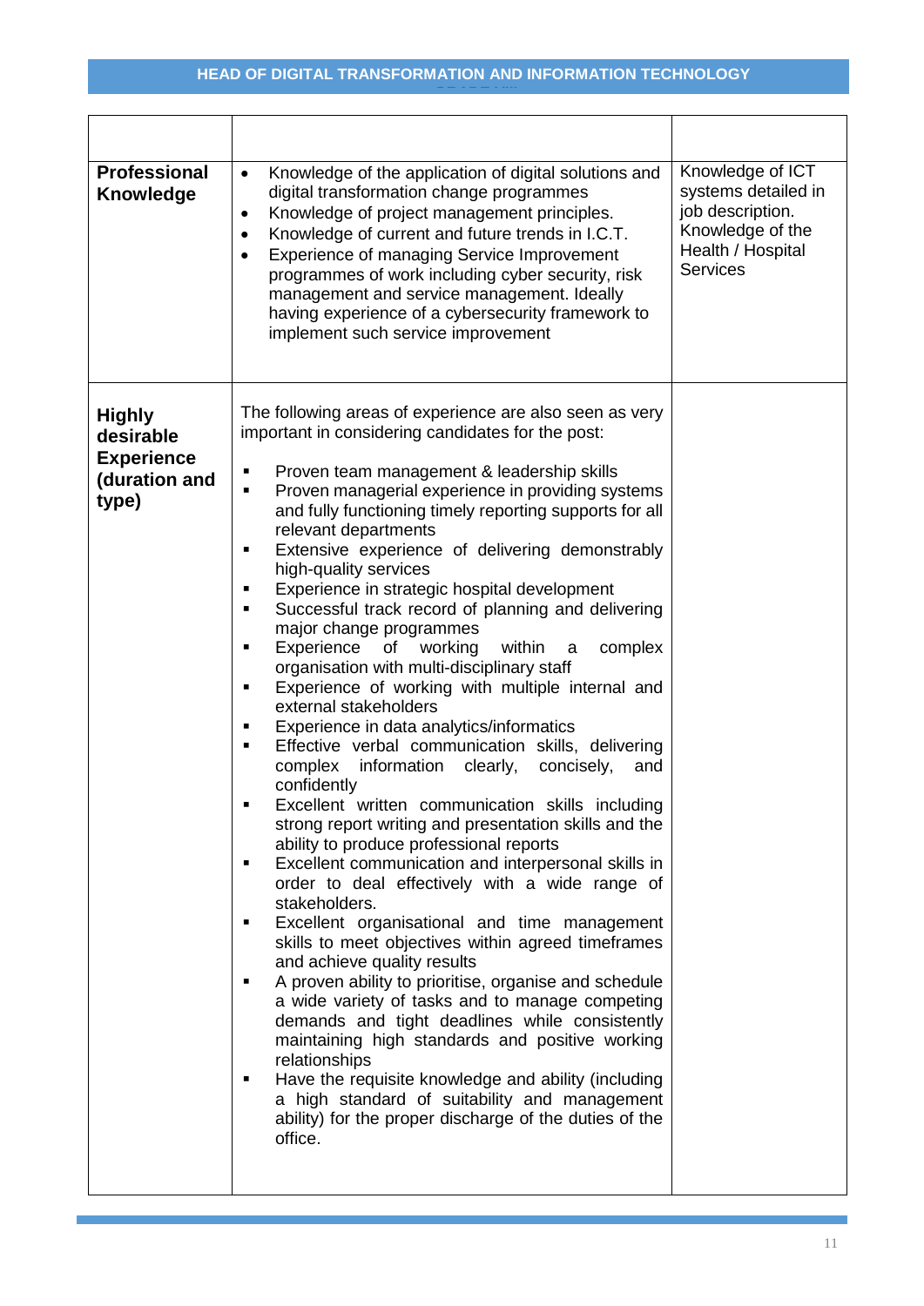## HEAD OF DIGITAL TRANSFORMATION AND INFORMATION TECHNOLOGY

| | | |
|---|---|---|
| **Professional Knowledge** | • Knowledge of the application of digital solutions and digital transformation change programmes<br>• Knowledge of project management principles.<br>• Knowledge of current and future trends in I.C.T.<br>• Experience of managing Service Improvement programmes of work including cyber security, risk management and service management. Ideally having experience of a cybersecurity framework to implement such service improvement | Knowledge of ICT systems detailed in job description.<br>Knowledge of the Health / Hospital Services |
| **Highly desirable Experience (duration and type)** | The following areas of experience are also seen as very important in considering candidates for the post:<br>▪ Proven team management & leadership skills<br>▪ Proven managerial experience in providing systems and fully functioning timely reporting supports for all relevant departments<br>▪ Extensive experience of delivering demonstrably high-quality services<br>▪ Experience in strategic hospital development<br>▪ Successful track record of planning and delivering major change programmes<br>▪ Experience of working within a complex organisation with multi-disciplinary staff<br>▪ Experience of working with multiple internal and external stakeholders<br>▪ Experience in data analytics/informatics<br>▪ Effective verbal communication skills, delivering complex information clearly, concisely, and confidently<br>▪ Excellent written communication skills including strong report writing and presentation skills and the ability to produce professional reports<br>▪ Excellent communication and interpersonal skills in order to deal effectively with a wide range of stakeholders.<br>▪ Excellent organisational and time management skills to meet objectives within agreed timeframes and achieve quality results<br>▪ A proven ability to prioritise, organise and schedule a wide variety of tasks and to manage competing demands and tight deadlines while consistently maintaining high standards and positive working relationships<br>▪ Have the requisite knowledge and ability (including a high standard of suitability and management ability) for the proper discharge of the duties of the office. | |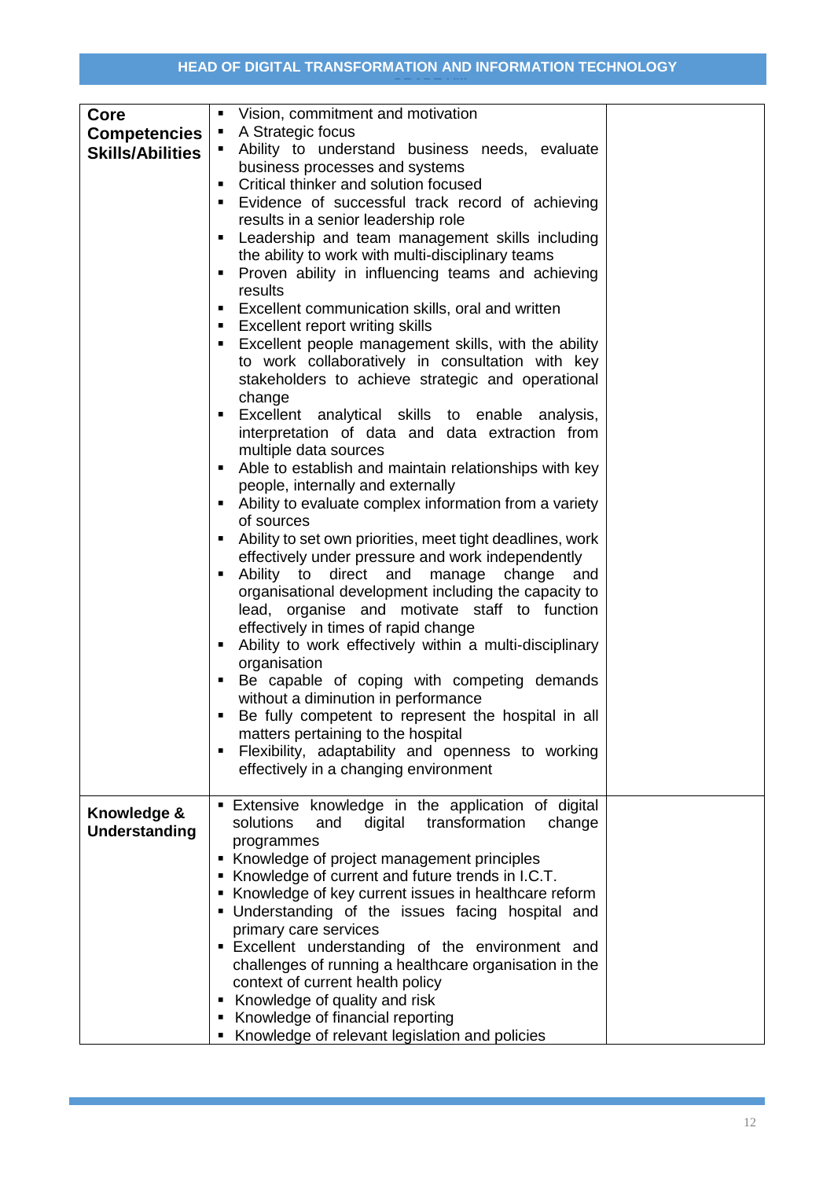## HEAD OF DIGITAL TRANSFORMATION AND INFORMATION TECHNOLOGY

| | | |
|---|---|---|
| **Core Competencies Skills/Abilities** | ▪ Vision, commitment and motivation<br>▪ A Strategic focus<br>▪ Ability to understand business needs, evaluate business processes and systems<br>▪ Critical thinker and solution focused<br>▪ Evidence of successful track record of achieving results in a senior leadership role<br>▪ Leadership and team management skills including the ability to work with multi-disciplinary teams<br>▪ Proven ability in influencing teams and achieving results<br>▪ Excellent communication skills, oral and written<br>▪ Excellent report writing skills<br>▪ Excellent people management skills, with the ability to work collaboratively in consultation with key stakeholders to achieve strategic and operational change<br>▪ Excellent analytical skills to enable analysis, interpretation of data and data extraction from multiple data sources<br>▪ Able to establish and maintain relationships with key people, internally and externally<br>▪ Ability to evaluate complex information from a variety of sources<br>▪ Ability to set own priorities, meet tight deadlines, work effectively under pressure and work independently<br>▪ Ability to direct and manage change and organisational development including the capacity to lead, organise and motivate staff to function effectively in times of rapid change<br>▪ Ability to work effectively within a multi-disciplinary organisation<br>▪ Be capable of coping with competing demands without a diminution in performance<br>▪ Be fully competent to represent the hospital in all matters pertaining to the hospital<br>▪ Flexibility, adaptability and openness to working effectively in a changing environment | |
| **Knowledge & Understanding** | ▪ Extensive knowledge in the application of digital solutions and digital transformation change programmes<br>▪ Knowledge of project management principles<br>▪ Knowledge of current and future trends in I.C.T.<br>▪ Knowledge of key current issues in healthcare reform<br>▪ Understanding of the issues facing hospital and primary care services<br>▪ Excellent understanding of the environment and challenges of running a healthcare organisation in the context of current health policy<br>▪ Knowledge of quality and risk<br>▪ Knowledge of financial reporting<br>▪ Knowledge of relevant legislation and policies | |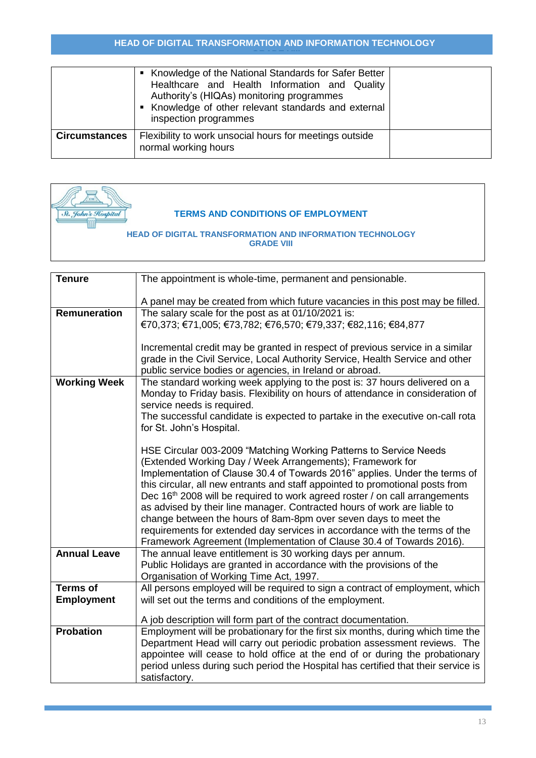| | ▪ Knowledge of the National Standards for Safer Better Healthcare and Health Information and Quality Authority's (HIQAs) monitoring programmes<br>▪ Knowledge of other relevant standards and external inspection programmes | |
|---|---|---|
| **Circumstances** | Flexibility to work unsocial hours for meetings outside normal working hours | |

**TERMS AND CONDITIONS OF EMPLOYMENT**

**HEAD OF DIGITAL TRANSFORMATION AND INFORMATION TECHNOLOGY**
**GRADE VIII**

| | |
|---|---|
| **Tenure** | The appointment is whole-time, permanent and pensionable.<br><br>A panel may be created from which future vacancies in this post may be filled. |
| **Remuneration** | The salary scale for the post as at 01/10/2021 is:<br>€70,373; €71,005; €73,782; €76,570; €79,337; €82,116; €84,877<br><br>Incremental credit may be granted in respect of previous service in a similar grade in the Civil Service, Local Authority Service, Health Service and other public service bodies or agencies, in Ireland or abroad. |
| **Working Week** | The standard working week applying to the post is: 37 hours delivered on a Monday to Friday basis. Flexibility on hours of attendance in consideration of service needs is required.<br>The successful candidate is expected to partake in the executive on-call rota for St. John's Hospital.<br><br>HSE Circular 003-2009 "Matching Working Patterns to Service Needs (Extended Working Day / Week Arrangements); Framework for Implementation of Clause 30.4 of Towards 2016" applies. Under the terms of this circular, all new entrants and staff appointed to promotional posts from Dec 16th 2008 will be required to work agreed roster / on call arrangements as advised by their line manager. Contracted hours of work are liable to change between the hours of 8am-8pm over seven days to meet the requirements for extended day services in accordance with the terms of the Framework Agreement (Implementation of Clause 30.4 of Towards 2016). |
| **Annual Leave** | The annual leave entitlement is 30 working days per annum.<br>Public Holidays are granted in accordance with the provisions of the Organisation of Working Time Act, 1997. |
| **Terms of Employment** | All persons employed will be required to sign a contract of employment, which will set out the terms and conditions of the employment.<br><br>A job description will form part of the contract documentation. |
| **Probation** | Employment will be probationary for the first six months, during which time the Department Head will carry out periodic probation assessment reviews. The appointee will cease to hold office at the end of or during the probationary period unless during such period the Hospital has certified that their service is satisfactory. |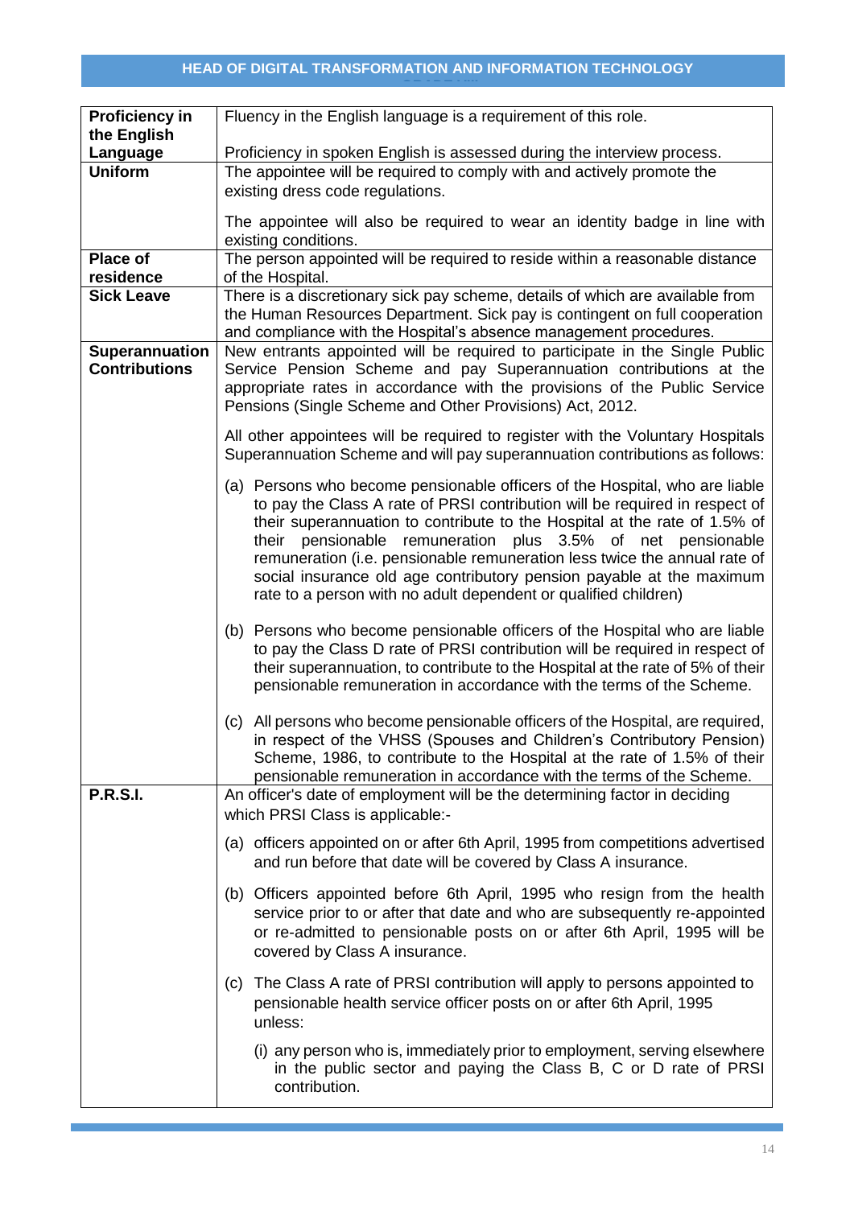| | |
|---|---|
| **Proficiency in the English Language** | Fluency in the English language is a requirement of this role.<br><br>Proficiency in spoken English is assessed during the interview process. |
| **Uniform** | The appointee will be required to comply with and actively promote the existing dress code regulations.<br><br>The appointee will also be required to wear an identity badge in line with existing conditions. |
| **Place of residence** | The person appointed will be required to reside within a reasonable distance of the Hospital. |
| **Sick Leave** | There is a discretionary sick pay scheme, details of which are available from the Human Resources Department. Sick pay is contingent on full cooperation and compliance with the Hospital's absence management procedures. |
| **Superannuation Contributions** | New entrants appointed will be required to participate in the Single Public Service Pension Scheme and pay Superannuation contributions at the appropriate rates in accordance with the provisions of the Public Service Pensions (Single Scheme and Other Provisions) Act, 2012.<br><br>All other appointees will be required to register with the Voluntary Hospitals Superannuation Scheme and will pay superannuation contributions as follows:<br><br>(a) Persons who become pensionable officers of the Hospital, who are liable to pay the Class A rate of PRSI contribution will be required in respect of their superannuation to contribute to the Hospital at the rate of 1.5% of their pensionable remuneration plus 3.5% of net pensionable remuneration (i.e. pensionable remuneration less twice the annual rate of social insurance old age contributory pension payable at the maximum rate to a person with no adult dependent or qualified children)<br><br>(b) Persons who become pensionable officers of the Hospital who are liable to pay the Class D rate of PRSI contribution will be required in respect of their superannuation, to contribute to the Hospital at the rate of 5% of their pensionable remuneration in accordance with the terms of the Scheme.<br><br>(c) All persons who become pensionable officers of the Hospital, are required, in respect of the VHSS (Spouses and Children's Contributory Pension) Scheme, 1986, to contribute to the Hospital at the rate of 1.5% of their pensionable remuneration in accordance with the terms of the Scheme. |
| **P.R.S.I.** | An officer's date of employment will be the determining factor in deciding which PRSI Class is applicable:-<br><br>(a) officers appointed on or after 6th April, 1995 from competitions advertised and run before that date will be covered by Class A insurance.<br><br>(b) Officers appointed before 6th April, 1995 who resign from the health service prior to or after that date and who are subsequently re-appointed or re-admitted to pensionable posts on or after 6th April, 1995 will be covered by Class A insurance.<br><br>(c) The Class A rate of PRSI contribution will apply to persons appointed to pensionable health service officer posts on or after 6th April, 1995 unless:<br><br>(i) any person who is, immediately prior to employment, serving elsewhere in the public sector and paying the Class B, C or D rate of PRSI contribution. |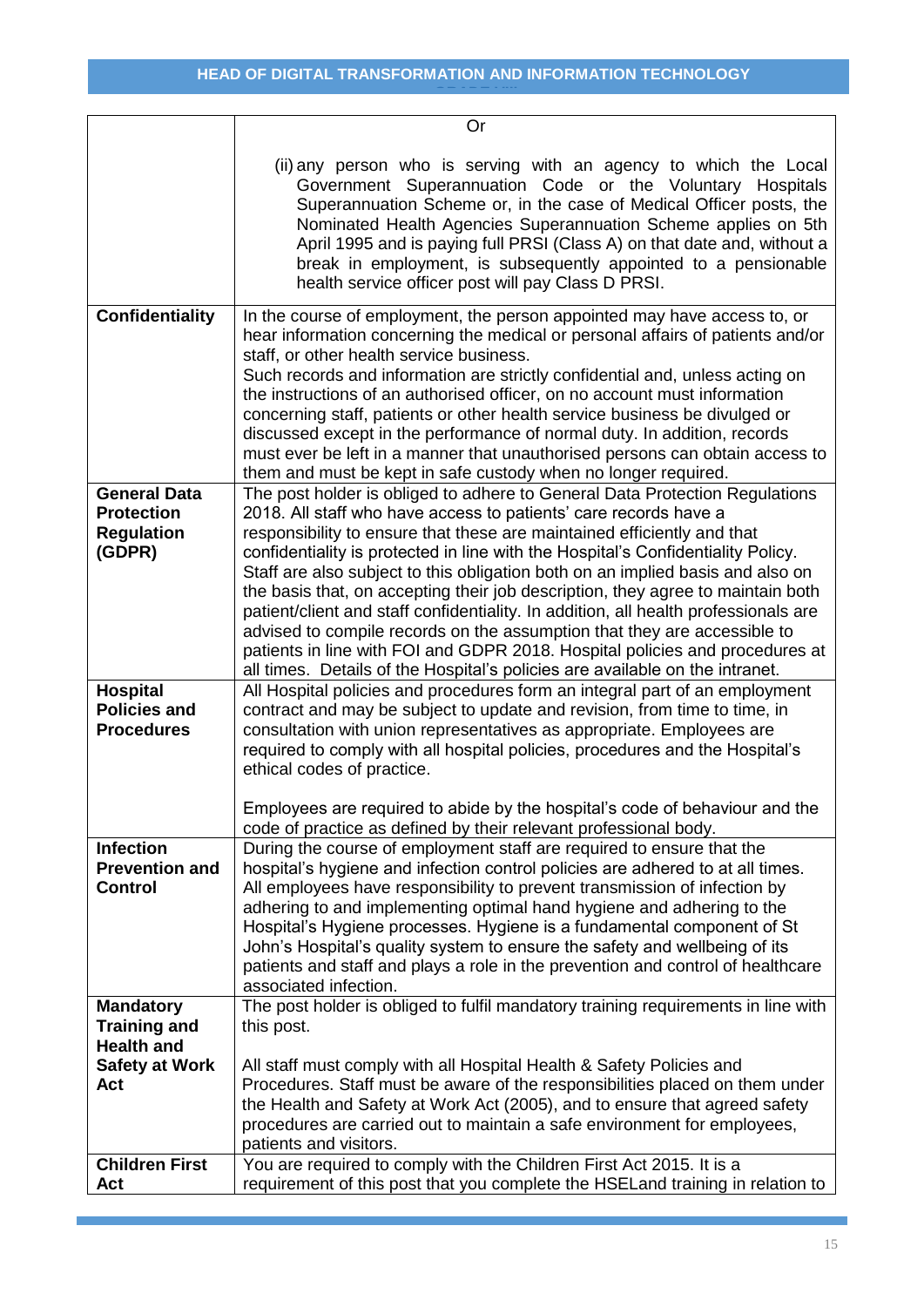| | |
|---|---|
| | Or<br><br>(ii) any person who is serving with an agency to which the Local Government Superannuation Code or the Voluntary Hospitals Superannuation Scheme or, in the case of Medical Officer posts, the Nominated Health Agencies Superannuation Scheme applies on 5th April 1995 and is paying full PRSI (Class A) on that date and, without a break in employment, is subsequently appointed to a pensionable health service officer post will pay Class D PRSI. |
| **Confidentiality** | In the course of employment, the person appointed may have access to, or hear information concerning the medical or personal affairs of patients and/or staff, or other health service business.<br>Such records and information are strictly confidential and, unless acting on the instructions of an authorised officer, on no account must information concerning staff, patients or other health service business be divulged or discussed except in the performance of normal duty. In addition, records must ever be left in a manner that unauthorised persons can obtain access to them and must be kept in safe custody when no longer required. |
| **General Data Protection Regulation (GDPR)** | The post holder is obliged to adhere to General Data Protection Regulations 2018. All staff who have access to patients' care records have a responsibility to ensure that these are maintained efficiently and that confidentiality is protected in line with the Hospital's Confidentiality Policy. Staff are also subject to this obligation both on an implied basis and also on the basis that, on accepting their job description, they agree to maintain both patient/client and staff confidentiality. In addition, all health professionals are advised to compile records on the assumption that they are accessible to patients in line with FOI and GDPR 2018. Hospital policies and procedures at all times. Details of the Hospital's policies are available on the intranet. |
| **Hospital Policies and Procedures** | All Hospital policies and procedures form an integral part of an employment contract and may be subject to update and revision, from time to time, in consultation with union representatives as appropriate. Employees are required to comply with all hospital policies, procedures and the Hospital's ethical codes of practice.<br><br>Employees are required to abide by the hospital's code of behaviour and the code of practice as defined by their relevant professional body. |
| **Infection Prevention and Control** | During the course of employment staff are required to ensure that the hospital's hygiene and infection control policies are adhered to at all times. All employees have responsibility to prevent transmission of infection by adhering to and implementing optimal hand hygiene and adhering to the Hospital's Hygiene processes. Hygiene is a fundamental component of St John's Hospital's quality system to ensure the safety and wellbeing of its patients and staff and plays a role in the prevention and control of healthcare associated infection. |
| **Mandatory Training and Health and Safety at Work Act** | The post holder is obliged to fulfil mandatory training requirements in line with this post.<br><br>All staff must comply with all Hospital Health & Safety Policies and Procedures. Staff must be aware of the responsibilities placed on them under the Health and Safety at Work Act (2005), and to ensure that agreed safety procedures are carried out to maintain a safe environment for employees, patients and visitors. |
| **Children First Act** | You are required to comply with the Children First Act 2015. It is a requirement of this post that you complete the HSELand training in relation to |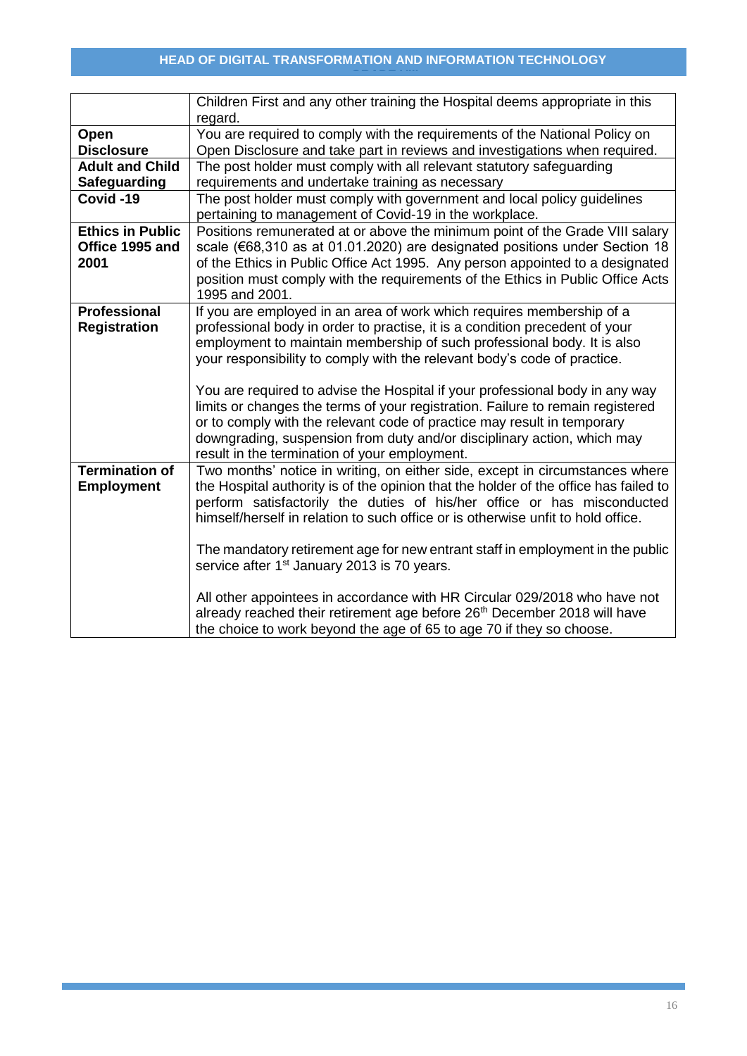| | |
|---|---|
| | Children First and any other training the Hospital deems appropriate in this regard. |
| **Open Disclosure** | You are required to comply with the requirements of the National Policy on Open Disclosure and take part in reviews and investigations when required. |
| **Adult and Child Safeguarding** | The post holder must comply with all relevant statutory safeguarding requirements and undertake training as necessary |
| **Covid -19** | The post holder must comply with government and local policy guidelines pertaining to management of Covid-19 in the workplace. |
| **Ethics in Public Office 1995 and 2001** | Positions remunerated at or above the minimum point of the Grade VIII salary scale (€68,310 as at 01.01.2020) are designated positions under Section 18 of the Ethics in Public Office Act 1995. Any person appointed to a designated position must comply with the requirements of the Ethics in Public Office Acts 1995 and 2001. |
| **Professional Registration** | If you are employed in an area of work which requires membership of a professional body in order to practise, it is a condition precedent of your employment to maintain membership of such professional body. It is also your responsibility to comply with the relevant body's code of practice.<br><br>You are required to advise the Hospital if your professional body in any way limits or changes the terms of your registration. Failure to remain registered or to comply with the relevant code of practice may result in temporary downgrading, suspension from duty and/or disciplinary action, which may result in the termination of your employment. |
| **Termination of Employment** | Two months' notice in writing, on either side, except in circumstances where the Hospital authority is of the opinion that the holder of the office has failed to perform satisfactorily the duties of his/her office or has misconducted himself/herself in relation to such office or is otherwise unfit to hold office.<br><br>The mandatory retirement age for new entrant staff in employment in the public service after 1st January 2013 is 70 years.<br><br>All other appointees in accordance with HR Circular 029/2018 who have not already reached their retirement age before 26th December 2018 will have the choice to work beyond the age of 65 to age 70 if they so choose. |